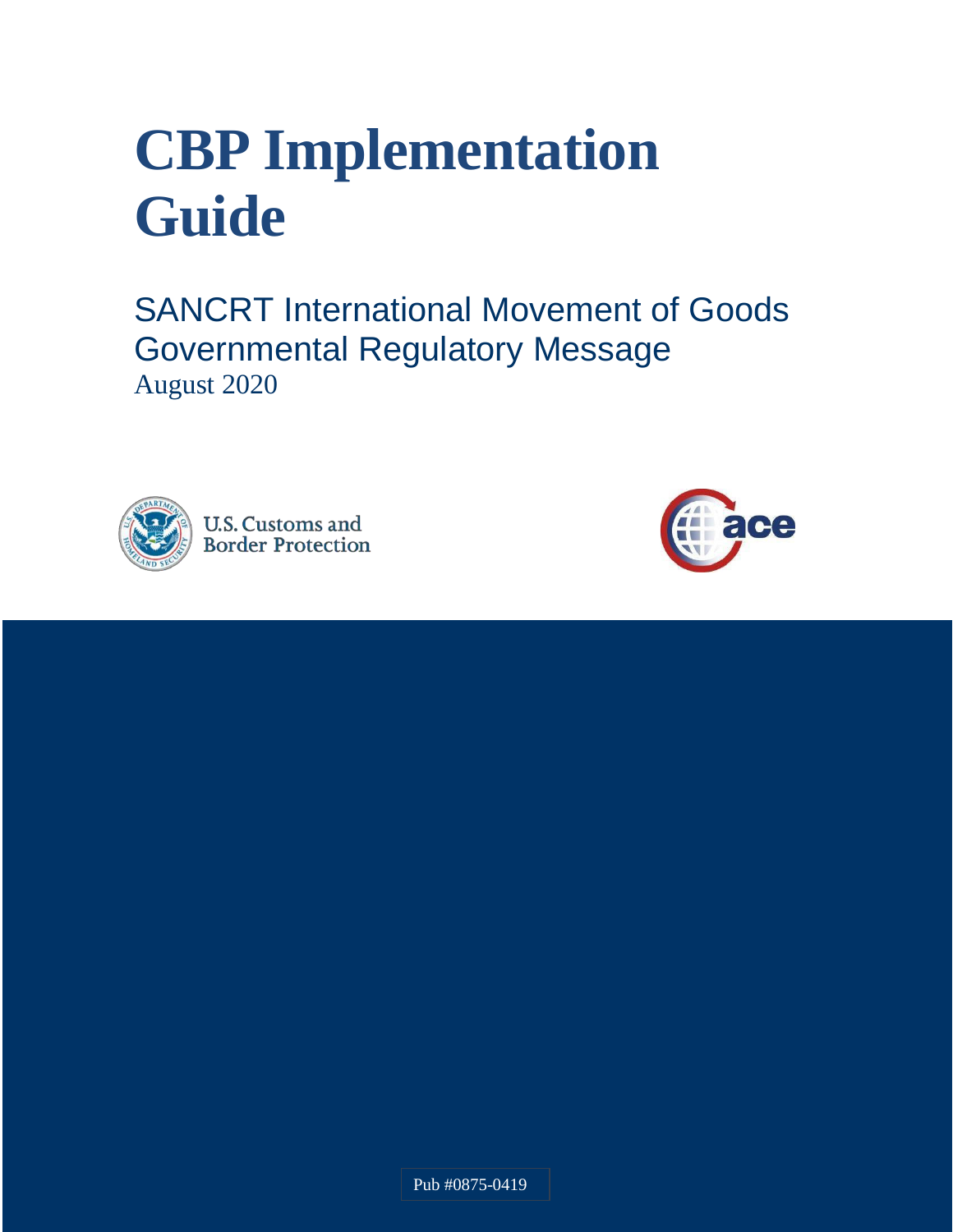# CBP Implementation Guide

## SANCRT International Movement of Goods Governmental Regulatory Message

August 2020

U.S. Customs and Border Protection

ace

Pub #0875-0419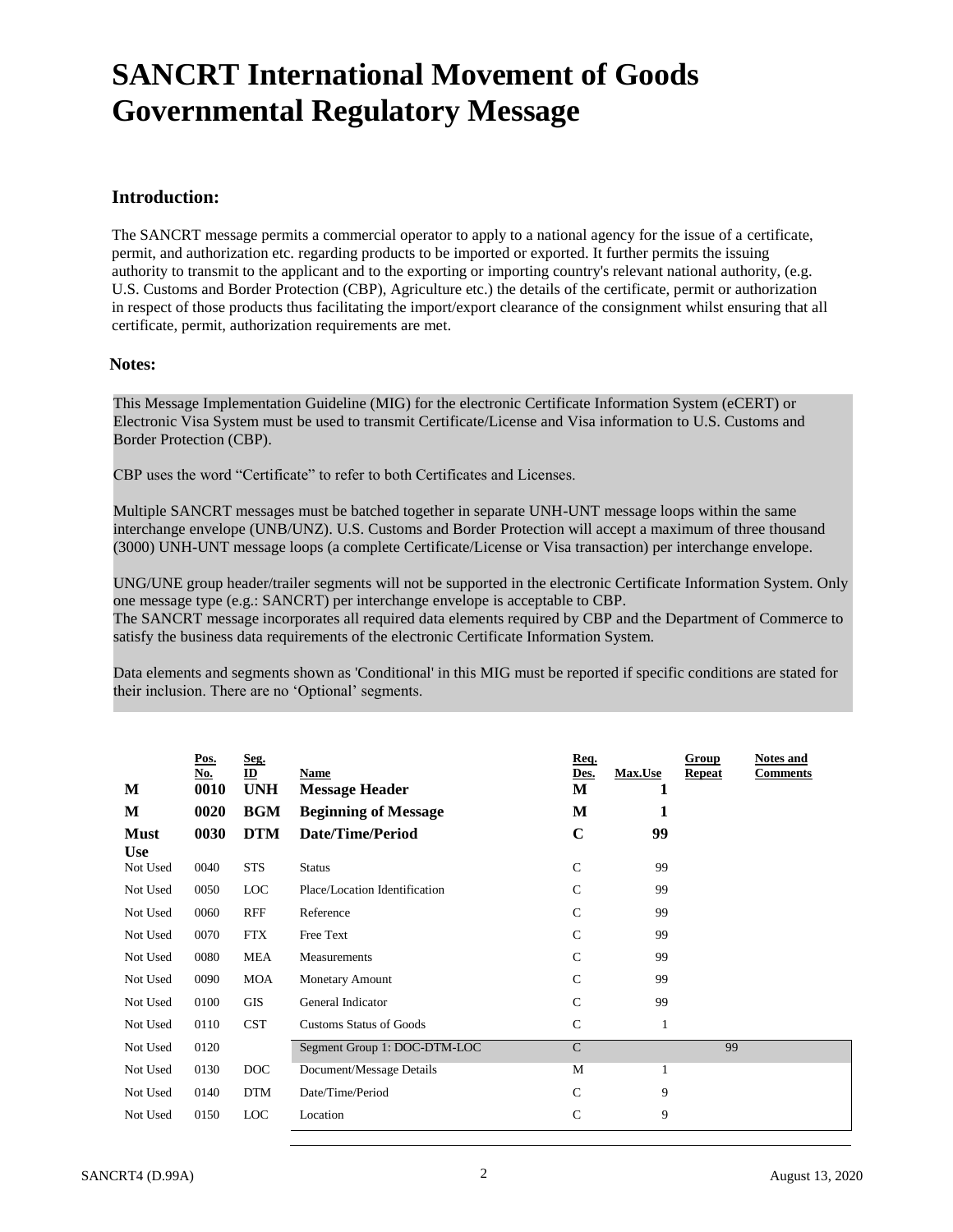# SANCRT International Movement of Goods Governmental Regulatory Message

## Introduction:

The SANCRT message permits a commercial operator to apply to a national agency for the issue of a certificate, permit, and authorization etc. regarding products to be imported or exported. It further permits the issuing authority to transmit to the applicant and to the exporting or importing country's relevant national authority, (e.g. U.S. Customs and Border Protection (CBP), Agriculture etc.) the details of the certificate, permit or authorization in respect of those products thus facilitating the import/export clearance of the consignment whilst ensuring that all certificate, permit, authorization requirements are met.

### Notes:

This Message Implementation Guideline (MIG) for the electronic Certificate Information System (eCERT) or Electronic Visa System must be used to transmit Certificate/License and Visa information to U.S. Customs and Border Protection (CBP).

CBP uses the word "Certificate" to refer to both Certificates and Licenses.

Multiple SANCRT messages must be batched together in separate UNH-UNT message loops within the same interchange envelope (UNB/UNZ). U.S. Customs and Border Protection will accept a maximum of three thousand (3000) UNH-UNT message loops (a complete Certificate/License or Visa transaction) per interchange envelope.

UNG/UNE group header/trailer segments will not be supported in the electronic Certificate Information System. Only one message type (e.g.: SANCRT) per interchange envelope is acceptable to CBP.
The SANCRT message incorporates all required data elements required by CBP and the Department of Commerce to satisfy the business data requirements of the electronic Certificate Information System.

Data elements and segments shown as 'Conditional' in this MIG must be reported if specific conditions are stated for their inclusion. There are no 'Optional' segments.

| | Pos. No. | Seg. ID | Name | Req. Des. | Max.Use | Group Repeat | Notes and Comments |
|---|---|---|---|---|---|---|---|
| **M** | **0010** | **UNH** | **Message Header** | **M** | **1** | | |
| **M** | **0020** | **BGM** | **Beginning of Message** | **M** | **1** | | |
| **Must Use** | **0030** | **DTM** | **Date/Time/Period** | **C** | **99** | | |
| Not Used | 0040 | STS | Status | C | 99 | | |
| Not Used | 0050 | LOC | Place/Location Identification | C | 99 | | |
| Not Used | 0060 | RFF | Reference | C | 99 | | |
| Not Used | 0070 | FTX | Free Text | C | 99 | | |
| Not Used | 0080 | MEA | Measurements | C | 99 | | |
| Not Used | 0090 | MOA | Monetary Amount | C | 99 | | |
| Not Used | 0100 | GIS | General Indicator | C | 99 | | |
| Not Used | 0110 | CST | Customs Status of Goods | C | 1 | | |
| Not Used | 0120 | | Segment Group 1: DOC-DTM-LOC | C | | 99 | |
| Not Used | 0130 | DOC | Document/Message Details | M | 1 | | |
| Not Used | 0140 | DTM | Date/Time/Period | C | 9 | | |
| Not Used | 0150 | LOC | Location | C | 9 | | |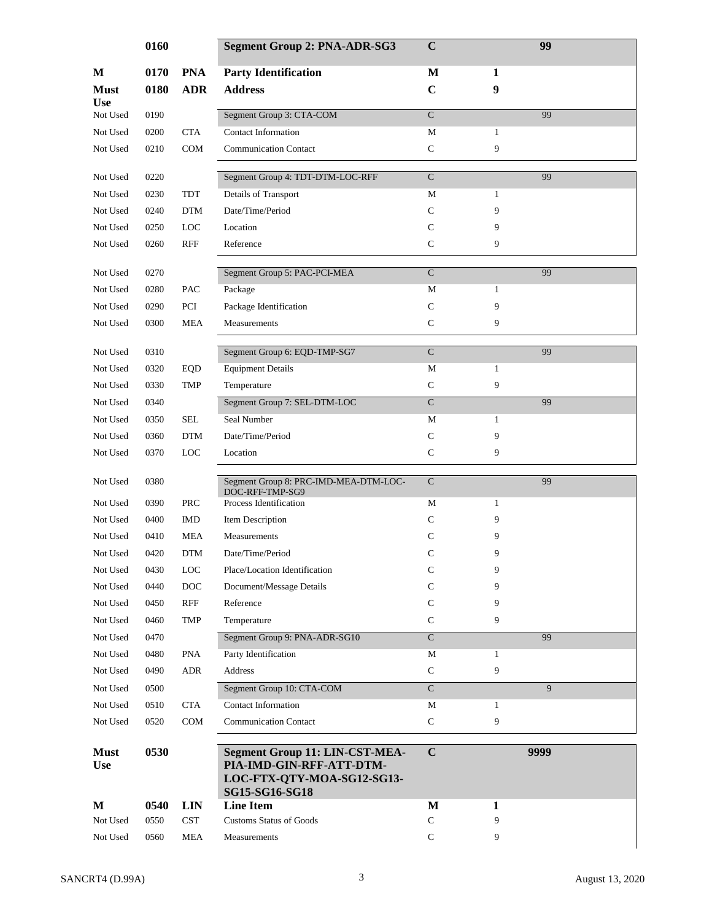| | | | | | | |
|---|---|---|---|---|---|---|
| | **0160** | | **Segment Group 2: PNA-ADR-SG3** | **C** | | **99** |
| **M** | **0170** | **PNA** | **Party Identification** | **M** | **1** | |
| **Must Use** | **0180** | **ADR** | **Address** | **C** | **9** | |
| Not Used | 0190 | | Segment Group 3: CTA-COM | C | | 99 |
| Not Used | 0200 | CTA | Contact Information | M | 1 | |
| Not Used | 0210 | COM | Communication Contact | C | 9 | |
| Not Used | 0220 | | Segment Group 4: TDT-DTM-LOC-RFF | C | | 99 |
| Not Used | 0230 | TDT | Details of Transport | M | 1 | |
| Not Used | 0240 | DTM | Date/Time/Period | C | 9 | |
| Not Used | 0250 | LOC | Location | C | 9 | |
| Not Used | 0260 | RFF | Reference | C | 9 | |
| Not Used | 0270 | | Segment Group 5: PAC-PCI-MEA | C | | 99 |
| Not Used | 0280 | PAC | Package | M | 1 | |
| Not Used | 0290 | PCI | Package Identification | C | 9 | |
| Not Used | 0300 | MEA | Measurements | C | 9 | |
| Not Used | 0310 | | Segment Group 6: EQD-TMP-SG7 | C | | 99 |
| Not Used | 0320 | EQD | Equipment Details | M | 1 | |
| Not Used | 0330 | TMP | Temperature | C | 9 | |
| Not Used | 0340 | | Segment Group 7: SEL-DTM-LOC | C | | 99 |
| Not Used | 0350 | SEL | Seal Number | M | 1 | |
| Not Used | 0360 | DTM | Date/Time/Period | C | 9 | |
| Not Used | 0370 | LOC | Location | C | 9 | |
| Not Used | 0380 | | Segment Group 8: PRC-IMD-MEA-DTM-LOC-DOC-RFF-TMP-SG9 | C | | 99 |
| Not Used | 0390 | PRC | Process Identification | M | 1 | |
| Not Used | 0400 | IMD | Item Description | C | 9 | |
| Not Used | 0410 | MEA | Measurements | C | 9 | |
| Not Used | 0420 | DTM | Date/Time/Period | C | 9 | |
| Not Used | 0430 | LOC | Place/Location Identification | C | 9 | |
| Not Used | 0440 | DOC | Document/Message Details | C | 9 | |
| Not Used | 0450 | RFF | Reference | C | 9 | |
| Not Used | 0460 | TMP | Temperature | C | 9 | |
| Not Used | 0470 | | Segment Group 9: PNA-ADR-SG10 | C | | 99 |
| Not Used | 0480 | PNA | Party Identification | M | 1 | |
| Not Used | 0490 | ADR | Address | C | 9 | |
| Not Used | 0500 | | Segment Group 10: CTA-COM | C | | 9 |
| Not Used | 0510 | CTA | Contact Information | M | 1 | |
| Not Used | 0520 | COM | Communication Contact | C | 9 | |
| **Must Use** | **0530** | | **Segment Group 11: LIN-CST-MEA-PIA-IMD-GIN-RFF-ATT-DTM-LOC-FTX-QTY-MOA-SG12-SG13-SG15-SG16-SG18** | **C** | | **9999** |
| **M** | **0540** | **LIN** | **Line Item** | **M** | **1** | |
| Not Used | 0550 | CST | Customs Status of Goods | C | 9 | |
| Not Used | 0560 | MEA | Measurements | C | 9 | |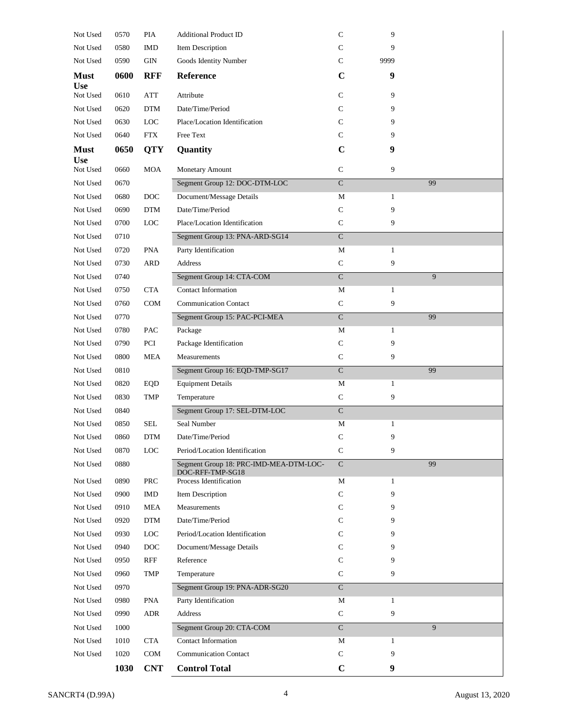| | | | | | | |
|---|---|---|---|---|---|---|
| Not Used | 0570 | PIA | Additional Product ID | C | 9 | |
| Not Used | 0580 | IMD | Item Description | C | 9 | |
| Not Used | 0590 | GIN | Goods Identity Number | C | 9999 | |
| **Must Use** | **0600** | **RFF** | **Reference** | **C** | **9** | |
| Not Used | 0610 | ATT | Attribute | C | 9 | |
| Not Used | 0620 | DTM | Date/Time/Period | C | 9 | |
| Not Used | 0630 | LOC | Place/Location Identification | C | 9 | |
| Not Used | 0640 | FTX | Free Text | C | 9 | |
| **Must Use** | **0650** | **QTY** | **Quantity** | **C** | **9** | |
| Not Used | 0660 | MOA | Monetary Amount | C | 9 | |
| Not Used | 0670 | | Segment Group 12: DOC-DTM-LOC | C | | 99 |
| Not Used | 0680 | DOC | Document/Message Details | M | 1 | |
| Not Used | 0690 | DTM | Date/Time/Period | C | 9 | |
| Not Used | 0700 | LOC | Place/Location Identification | C | 9 | |
| Not Used | 0710 | | Segment Group 13: PNA-ARD-SG14 | C | | |
| Not Used | 0720 | PNA | Party Identification | M | 1 | |
| Not Used | 0730 | ARD | Address | C | 9 | |
| Not Used | 0740 | | Segment Group 14: CTA-COM | C | | 9 |
| Not Used | 0750 | CTA | Contact Information | M | 1 | |
| Not Used | 0760 | COM | Communication Contact | C | 9 | |
| Not Used | 0770 | | Segment Group 15: PAC-PCI-MEA | C | | 99 |
| Not Used | 0780 | PAC | Package | M | 1 | |
| Not Used | 0790 | PCI | Package Identification | C | 9 | |
| Not Used | 0800 | MEA | Measurements | C | 9 | |
| Not Used | 0810 | | Segment Group 16: EQD-TMP-SG17 | C | | 99 |
| Not Used | 0820 | EQD | Equipment Details | M | 1 | |
| Not Used | 0830 | TMP | Temperature | C | 9 | |
| Not Used | 0840 | | Segment Group 17: SEL-DTM-LOC | C | | |
| Not Used | 0850 | SEL | Seal Number | M | 1 | |
| Not Used | 0860 | DTM | Date/Time/Period | C | 9 | |
| Not Used | 0870 | LOC | Period/Location Identification | C | 9 | |
| Not Used | 0880 | | Segment Group 18: PRC-IMD-MEA-DTM-LOC-DOC-RFF-TMP-SG18 | C | | 99 |
| Not Used | 0890 | PRC | Process Identification | M | 1 | |
| Not Used | 0900 | IMD | Item Description | C | 9 | |
| Not Used | 0910 | MEA | Measurements | C | 9 | |
| Not Used | 0920 | DTM | Date/Time/Period | C | 9 | |
| Not Used | 0930 | LOC | Period/Location Identification | C | 9 | |
| Not Used | 0940 | DOC | Document/Message Details | C | 9 | |
| Not Used | 0950 | RFF | Reference | C | 9 | |
| Not Used | 0960 | TMP | Temperature | C | 9 | |
| Not Used | 0970 | | Segment Group 19: PNA-ADR-SG20 | C | | |
| Not Used | 0980 | PNA | Party Identification | M | 1 | |
| Not Used | 0990 | ADR | Address | C | 9 | |
| Not Used | 1000 | | Segment Group 20: CTA-COM | C | | 9 |
| Not Used | 1010 | CTA | Contact Information | M | 1 | |
| Not Used | 1020 | COM | Communication Contact | C | 9 | |
| | **1030** | **CNT** | **Control Total** | **C** | **9** | |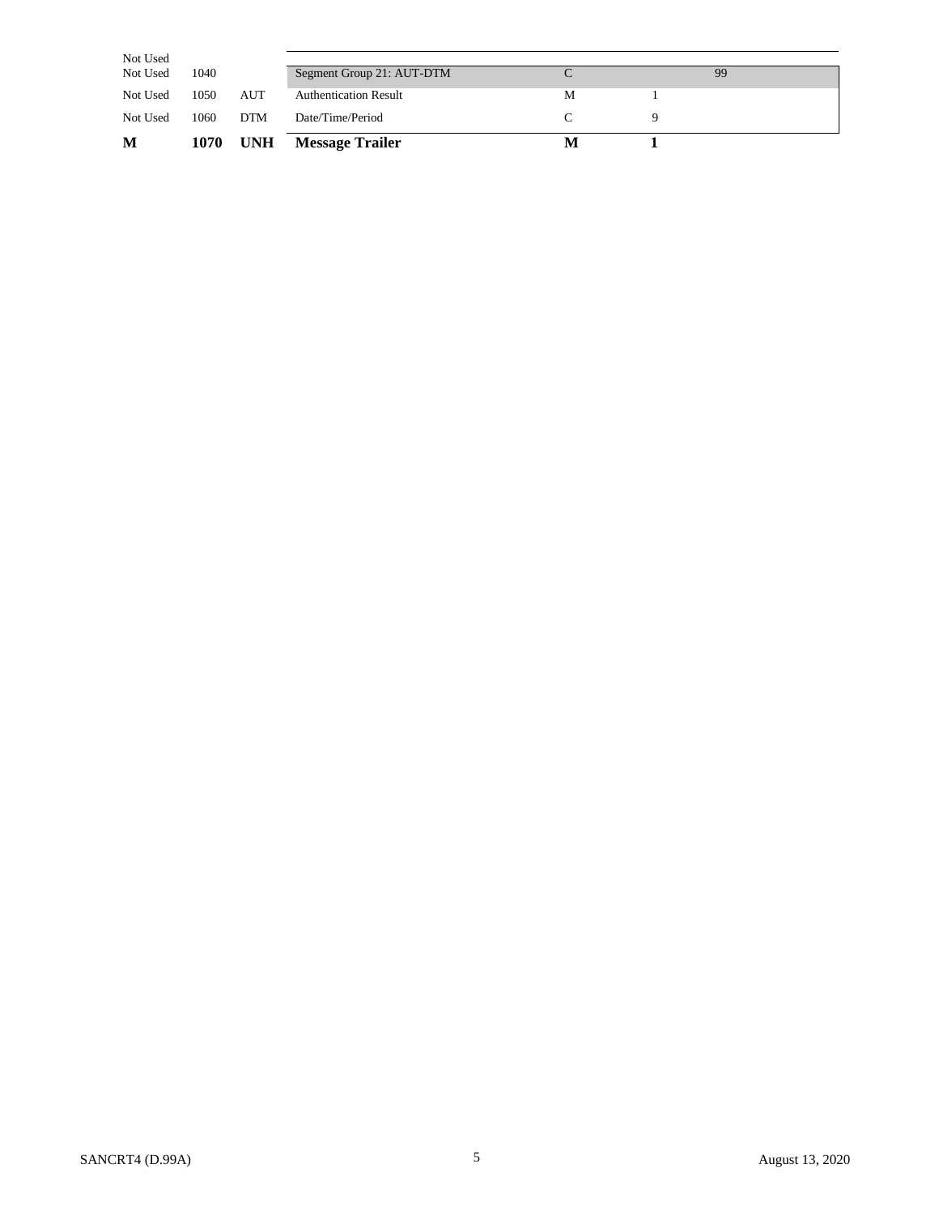| | | | | | | |
|---|---|---|---|---|---|---|
| Not Used | | | | | | |
| Not Used | 1040 | | Segment Group 21: AUT-DTM | C | | 99 |
| Not Used | 1050 | AUT | Authentication Result | M | 1 | |
| Not Used | 1060 | DTM | Date/Time/Period | C | 9 | |
| **M** | **1070** | **UNH** | **Message Trailer** | **M** | **1** | |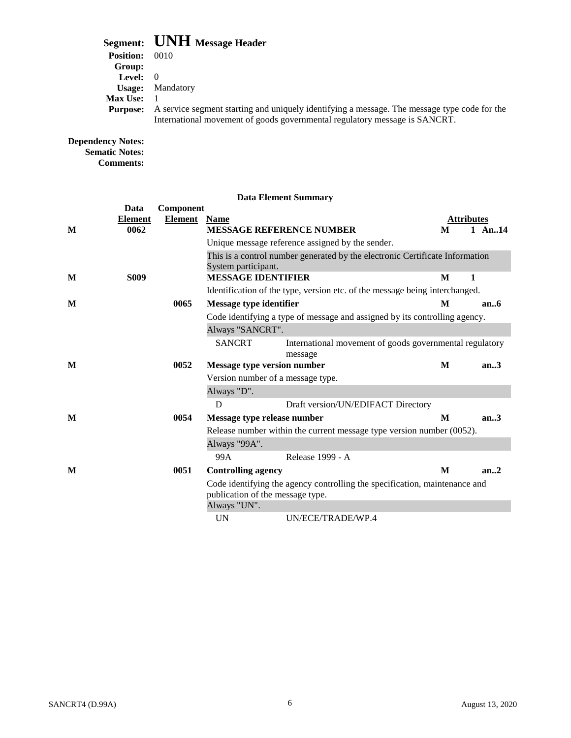# Segment: UNH Message Header

**Position:** 0010
**Group:**
**Level:** 0
**Usage:** Mandatory
**Max Use:** 1
**Purpose:** A service segment starting and uniquely identifying a message. The message type code for the International movement of goods governmental regulatory message is SANCRT.

**Dependency Notes:**
**Sematic Notes:**
**Comments:**

**Data Element Summary**

| | Data Element | Component Element | Name | | Attributes | |
|---|---|---|---|---|---|---|
| **M** | **0062** | | **MESSAGE REFERENCE NUMBER** | **M** | **1** | **An..14** |
| | | | Unique message reference assigned by the sender. | | | |
| | | | This is a control number generated by the electronic Certificate Information System participant. | | | |
| **M** | **S009** | | **MESSAGE IDENTIFIER** | **M** | **1** | |
| | | | Identification of the type, version etc. of the message being interchanged. | | | |
| **M** | | **0065** | **Message type identifier** | **M** | | **an..6** |
| | | | Code identifying a type of message and assigned by its controlling agency. | | | |
| | | | Always "SANCRT". | | | |
| | | | SANCRT — International movement of goods governmental regulatory message | | | |
| **M** | | **0052** | **Message type version number** | **M** | | **an..3** |
| | | | Version number of a message type. | | | |
| | | | Always "D". | | | |
| | | | D — Draft version/UN/EDIFACT Directory | | | |
| **M** | | **0054** | **Message type release number** | **M** | | **an..3** |
| | | | Release number within the current message type version number (0052). | | | |
| | | | Always "99A". | | | |
| | | | 99A — Release 1999 - A | | | |
| **M** | | **0051** | **Controlling agency** | **M** | | **an..2** |
| | | | Code identifying the agency controlling the specification, maintenance and publication of the message type. | | | |
| | | | Always "UN". | | | |
| | | | UN — UN/ECE/TRADE/WP.4 | | | |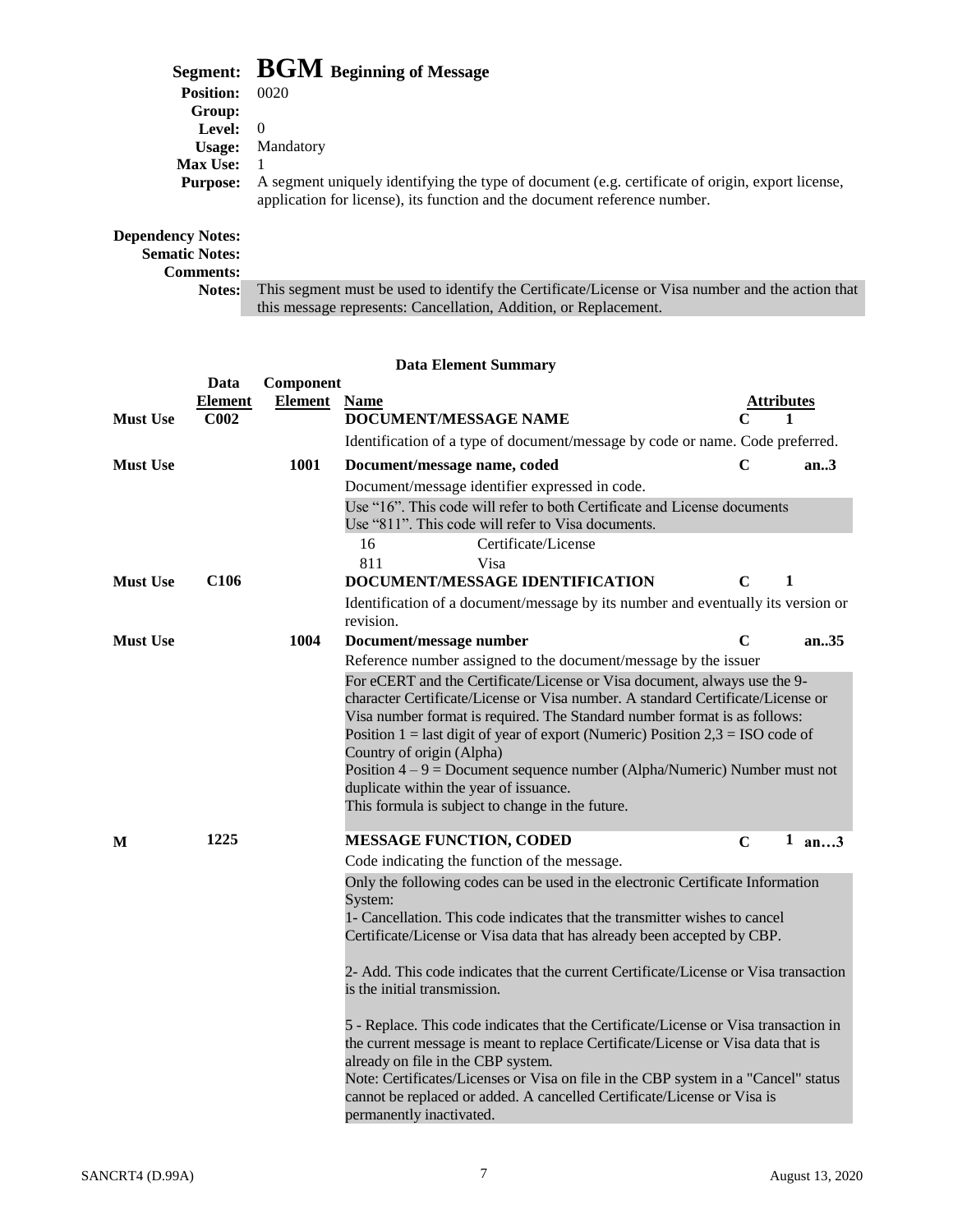## Segment: BGM Beginning of Message

**Position:** 0020

**Group:**

**Level:** 0

**Usage:** Mandatory

**Max Use:** 1

**Purpose:** A segment uniquely identifying the type of document (e.g. certificate of origin, export license, application for license), its function and the document reference number.

**Dependency Notes:**

**Sematic Notes:**

**Comments:**

**Notes:** This segment must be used to identify the Certificate/License or Visa number and the action that this message represents: Cancellation, Addition, or Replacement.

### Data Element Summary

| | Data Element | Component Element | Name | Attributes | |
|---|---|---|---|---|---|
| Must Use | C002 | | **DOCUMENT/MESSAGE NAME** | C | 1 |
| | | | Identification of a type of document/message by code or name. Code preferred. | | |
| Must Use | | 1001 | **Document/message name, coded** | C | an..3 |
| | | | Document/message identifier expressed in code.<br>Use "16". This code will refer to both Certificate and License documents<br>Use "811". This code will refer to Visa documents.<br>16 Certificate/License<br>811 Visa | | |
| Must Use | C106 | | **DOCUMENT/MESSAGE IDENTIFICATION** | C | 1 |
| | | | Identification of a document/message by its number and eventually its version or revision. | | |
| Must Use | | 1004 | **Document/message number** | C | an..35 |
| | | | Reference number assigned to the document/message by the issuer<br>For eCERT and the Certificate/License or Visa document, always use the 9-character Certificate/License or Visa number. A standard Certificate/License or Visa number format is required. The Standard number format is as follows: Position 1 = last digit of year of export (Numeric) Position 2,3 = ISO code of Country of origin (Alpha)<br>Position 4 – 9 = Document sequence number (Alpha/Numeric) Number must not duplicate within the year of issuance.<br>This formula is subject to change in the future. | | |
| M | 1225 | | **MESSAGE FUNCTION, CODED** | C | 1 an…3 |
| | | | Code indicating the function of the message.<br>Only the following codes can be used in the electronic Certificate Information System:<br>1- Cancellation. This code indicates that the transmitter wishes to cancel Certificate/License or Visa data that has already been accepted by CBP.<br>2- Add. This code indicates that the current Certificate/License or Visa transaction is the initial transmission.<br>5 - Replace. This code indicates that the Certificate/License or Visa transaction in the current message is meant to replace Certificate/License or Visa data that is already on file in the CBP system.<br>Note: Certificates/Licenses or Visa on file in the CBP system in a "Cancel" status cannot be replaced or added. A cancelled Certificate/License or Visa is permanently inactivated. | | |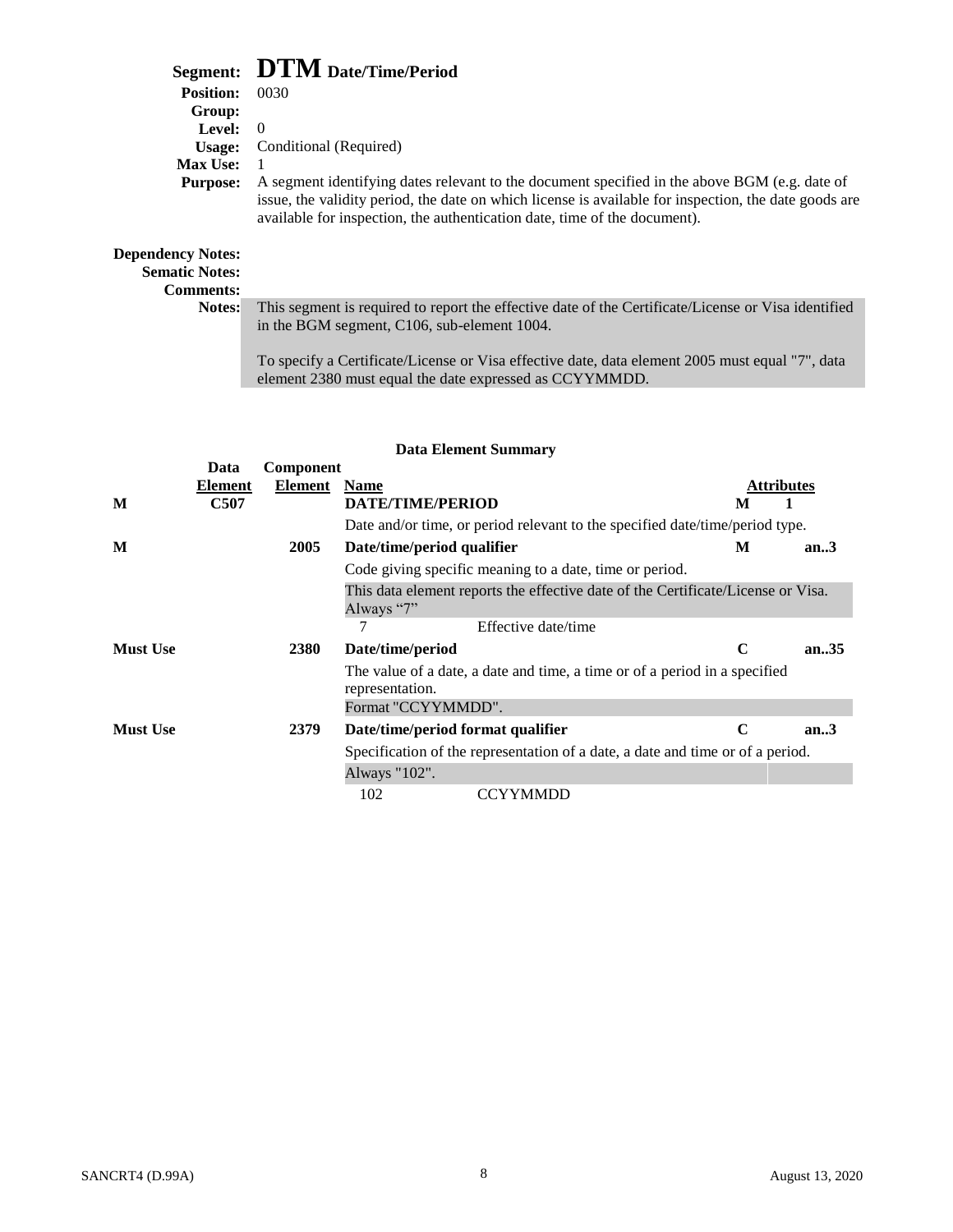# Segment: DTM Date/Time/Period

**Position:** 0030
**Group:**
**Level:** 0
**Usage:** Conditional (Required)
**Max Use:** 1
**Purpose:** A segment identifying dates relevant to the document specified in the above BGM (e.g. date of issue, the validity period, the date on which license is available for inspection, the date goods are available for inspection, the authentication date, time of the document).

**Dependency Notes:**
**Sematic Notes:**
**Comments:**
**Notes:** This segment is required to report the effective date of the Certificate/License or Visa identified in the BGM segment, C106, sub-element 1004.

To specify a Certificate/License or Visa effective date, data element 2005 must equal "7", data element 2380 must equal the date expressed as CCYYMMDD.

## Data Element Summary

| | Data Element | Component Element | Name | Attributes | |
|---|---|---|---|---|---|
| **M** | **C507** | | **DATE/TIME/PERIOD** | **M** | **1** |
| | | | Date and/or time, or period relevant to the specified date/time/period type. | | |
| **M** | | **2005** | **Date/time/period qualifier** | **M** | **an..3** |
| | | | Code giving specific meaning to a date, time or period. | | |
| | | | This data element reports the effective date of the Certificate/License or Visa. Always "7" | | |
| | | | 7 Effective date/time | | |
| **Must Use** | | **2380** | **Date/time/period** | **C** | **an..35** |
| | | | The value of a date, a date and time, a time or of a period in a specified representation. | | |
| | | | Format "CCYYMMDD". | | |
| **Must Use** | | **2379** | **Date/time/period format qualifier** | **C** | **an..3** |
| | | | Specification of the representation of a date, a date and time or of a period. | | |
| | | | Always "102". | | |
| | | | 102 CCYYMMDD | | |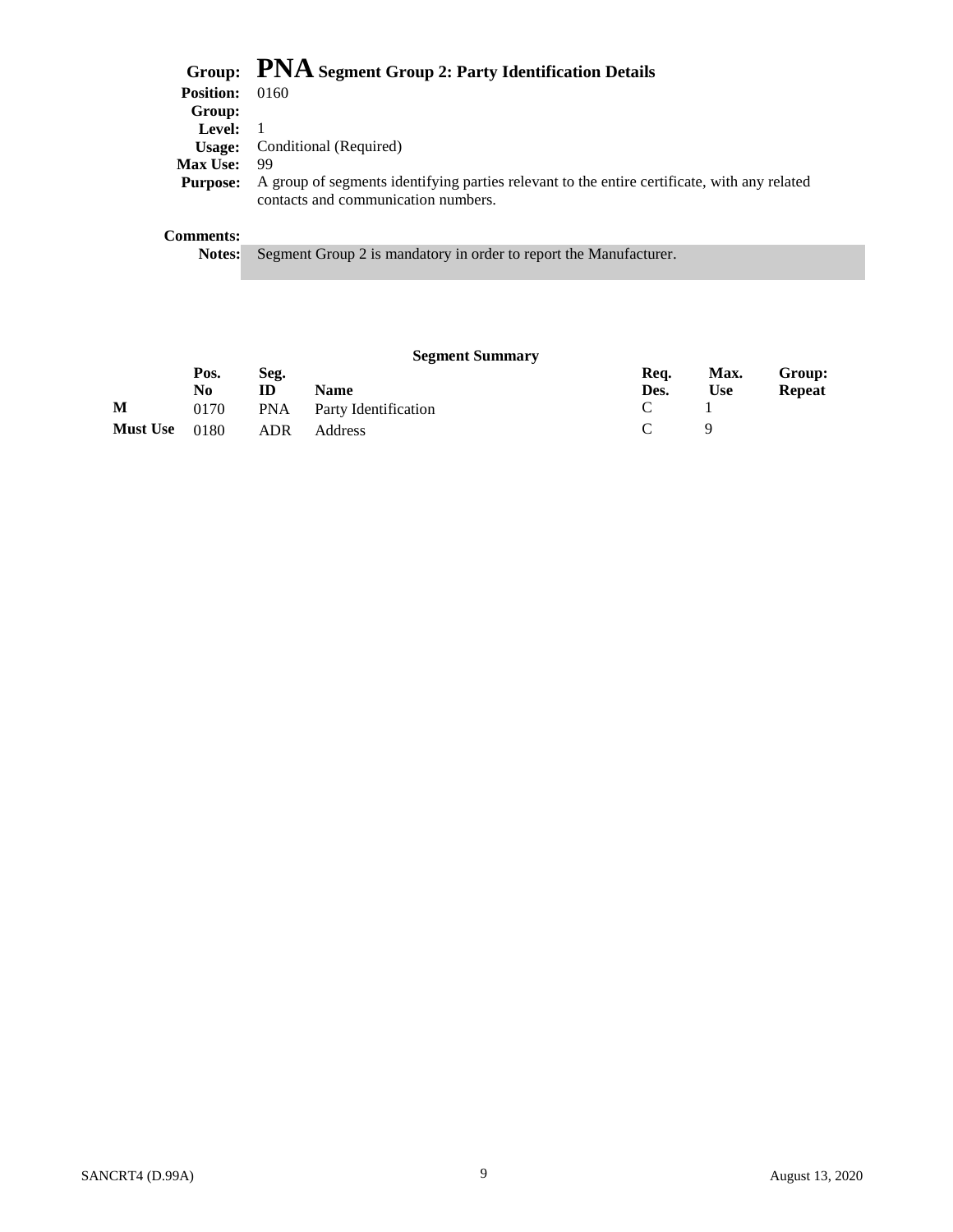**Group:** **PNA** **Segment Group 2: Party Identification Details**

**Position:** 0160

**Group:**

**Level:** 1

**Usage:** Conditional (Required)

**Max Use:** 99

**Purpose:** A group of segments identifying parties relevant to the entire certificate, with any related contacts and communication numbers.

**Comments:**

**Notes:** Segment Group 2 is mandatory in order to report the Manufacturer.

**Segment Summary**

| | Pos. No | Seg. ID | Name | Req. Des. | Max. Use | Group: Repeat |
|---|---|---|---|---|---|---|
| **M** | 0170 | PNA | Party Identification | C | 1 | |
| **Must Use** | 0180 | ADR | Address | C | 9 | |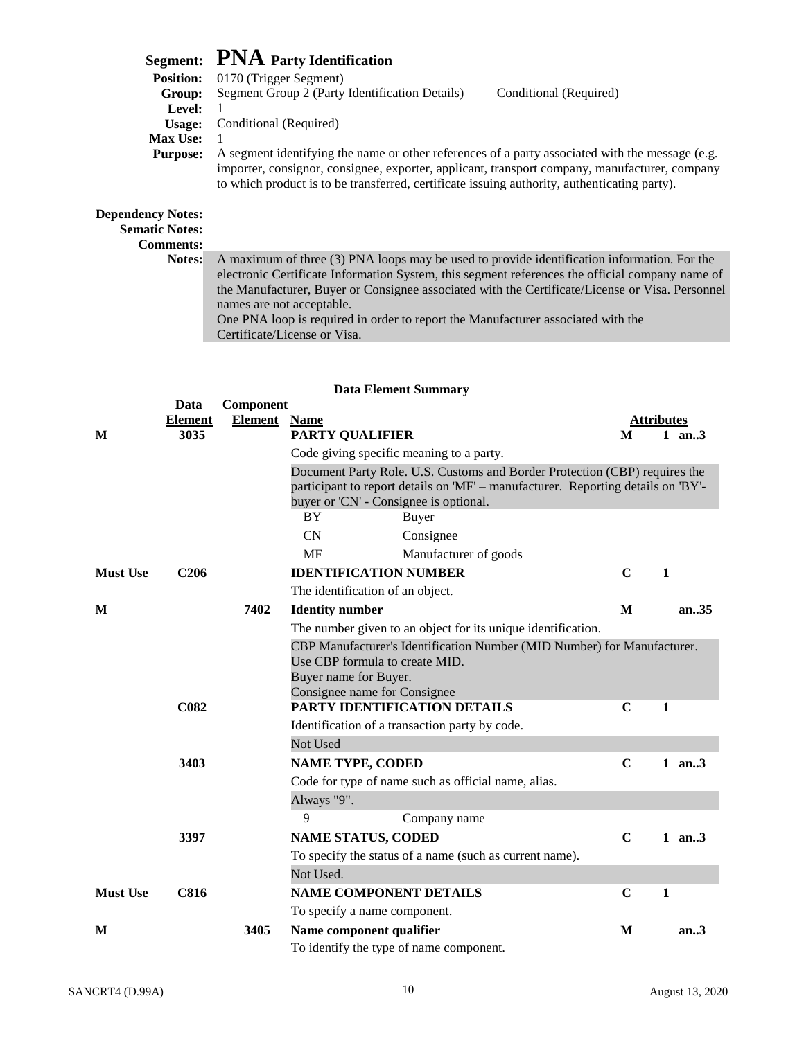## Segment: PNA Party Identification

**Position:** 0170 (Trigger Segment)
**Group:** Segment Group 2 (Party Identification Details) Conditional (Required)
**Level:** 1
**Usage:** Conditional (Required)
**Max Use:** 1
**Purpose:** A segment identifying the name or other references of a party associated with the message (e.g. importer, consignor, consignee, exporter, applicant, transport company, manufacturer, company to which product is to be transferred, certificate issuing authority, authenticating party).

**Dependency Notes:**
**Sematic Notes:**
**Comments:**
**Notes:** A maximum of three (3) PNA loops may be used to provide identification information. For the electronic Certificate Information System, this segment references the official company name of the Manufacturer, Buyer or Consignee associated with the Certificate/License or Visa. Personnel names are not acceptable.
One PNA loop is required in order to report the Manufacturer associated with the Certificate/License or Visa.

### Data Element Summary

| | Data Element | Component Element | Name | Attributes | | |
|---|---|---|---|---|---|---|
| M | 3035 | | **PARTY QUALIFIER** | M | 1 | an..3 |
| | | | Code giving specific meaning to a party. | | | |
| | | | Document Party Role. U.S. Customs and Border Protection (CBP) requires the participant to report details on 'MF' – manufacturer. Reporting details on 'BY'- buyer or 'CN' - Consignee is optional. | | | |
| | | | BY Buyer | | | |
| | | | CN Consignee | | | |
| | | | MF Manufacturer of goods | | | |
| Must Use | C206 | | **IDENTIFICATION NUMBER** | C | 1 | |
| | | | The identification of an object. | | | |
| M | | 7402 | **Identity number** | M | | an..35 |
| | | | The number given to an object for its unique identification. | | | |
| | | | CBP Manufacturer's Identification Number (MID Number) for Manufacturer. Use CBP formula to create MID. Buyer name for Buyer. Consignee name for Consignee | | | |
| | C082 | | **PARTY IDENTIFICATION DETAILS** | C | 1 | |
| | | | Identification of a transaction party by code. | | | |
| | | | Not Used | | | |
| | 3403 | | **NAME TYPE, CODED** | C | 1 | an..3 |
| | | | Code for type of name such as official name, alias. | | | |
| | | | Always "9". | | | |
| | | | 9 Company name | | | |
| | 3397 | | **NAME STATUS, CODED** | C | 1 | an..3 |
| | | | To specify the status of a name (such as current name). | | | |
| | | | Not Used. | | | |
| Must Use | C816 | | **NAME COMPONENT DETAILS** | C | 1 | |
| | | | To specify a name component. | | | |
| M | | 3405 | **Name component qualifier** | M | | an..3 |
| | | | To identify the type of name component. | | | |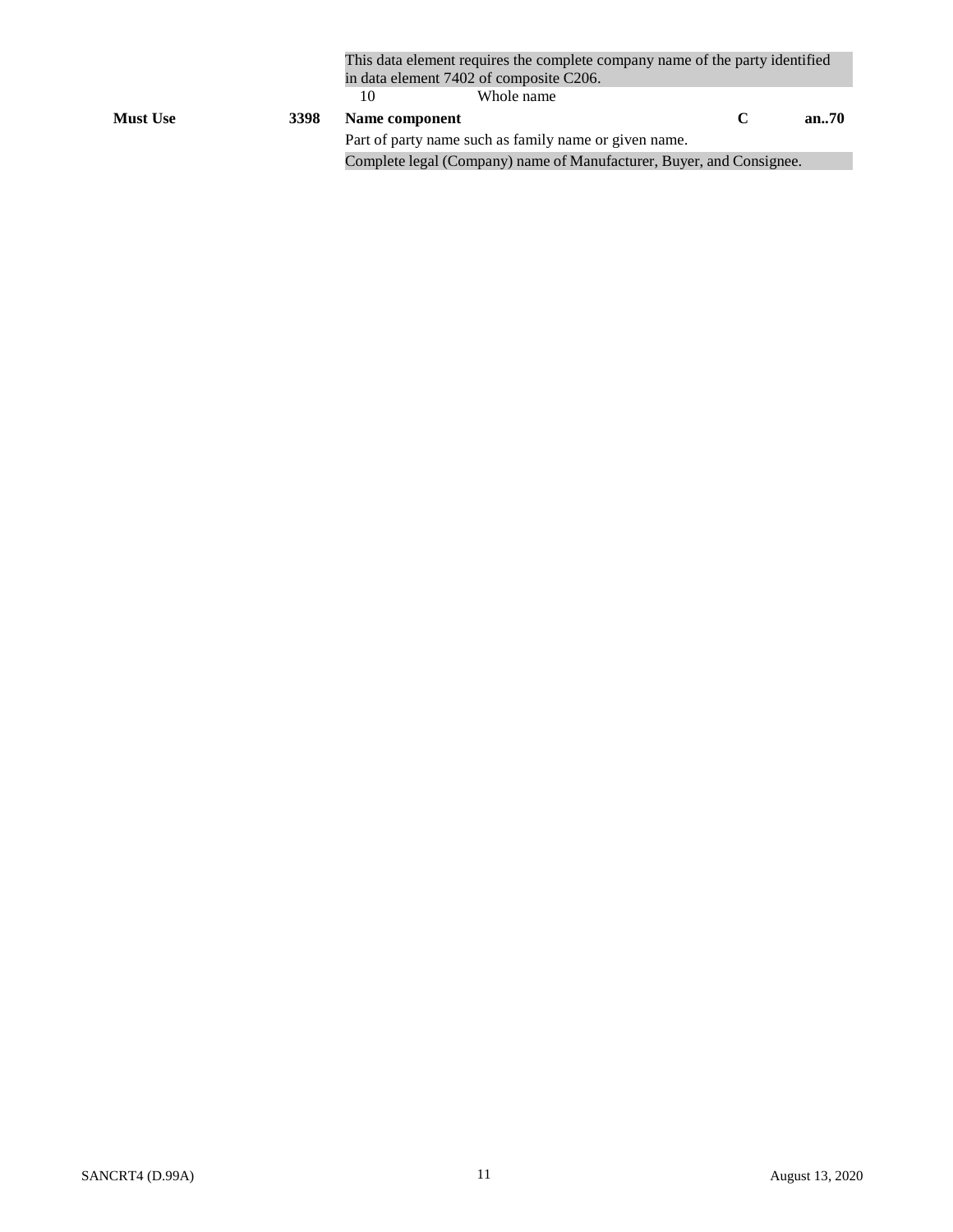This data element requires the complete company name of the party identified in data element 7402 of composite C206.

| | | | | | |
|---|---|---|---|---|---|
| | | 10 | Whole name | | |
| **Must Use** | **3398** | **Name component** | | **C** | **an..70** |

Part of party name such as family name or given name.

Complete legal (Company) name of Manufacturer, Buyer, and Consignee.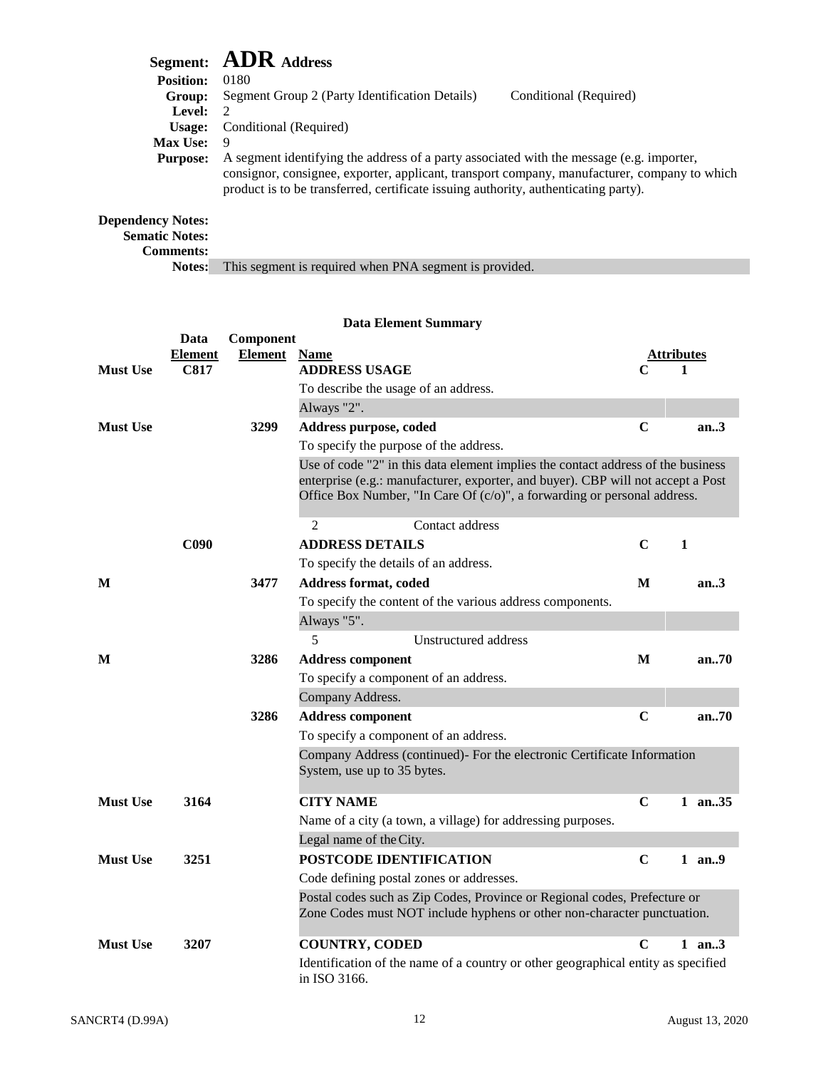# Segment: ADR Address

**Position:** 0180
**Group:** Segment Group 2 (Party Identification Details) Conditional (Required)
**Level:** 2
**Usage:** Conditional (Required)
**Max Use:** 9
**Purpose:** A segment identifying the address of a party associated with the message (e.g. importer, consignor, consignee, exporter, applicant, transport company, manufacturer, company to which product is to be transferred, certificate issuing authority, authenticating party).

**Dependency Notes:**
**Sematic Notes:**
**Comments:**
**Notes:** This segment is required when PNA segment is provided.

## Data Element Summary

| | Data Element | Component Element | Name | Attributes | |
|---|---|---|---|---|---|
| **Must Use** | **C817** | | **ADDRESS USAGE**<br>To describe the usage of an address.<br>Always "2". | **C** | **1** |
| **Must Use** | | **3299** | **Address purpose, coded**<br>To specify the purpose of the address.<br>Use of code "2" in this data element implies the contact address of the business enterprise (e.g.: manufacturer, exporter, and buyer). CBP will not accept a Post Office Box Number, "In Care Of (c/o)", a forwarding or personal address.<br>2 Contact address | **C** | **an..3** |
| | **C090** | | **ADDRESS DETAILS**<br>To specify the details of an address. | **C** | **1** |
| **M** | | **3477** | **Address format, coded**<br>To specify the content of the various address components.<br>Always "5".<br>5 Unstructured address | **M** | **an..3** |
| **M** | | **3286** | **Address component**<br>To specify a component of an address.<br>Company Address. | **M** | **an..70** |
| | | **3286** | **Address component**<br>To specify a component of an address.<br>Company Address (continued)- For the electronic Certificate Information System, use up to 35 bytes. | **C** | **an..70** |
| **Must Use** | **3164** | | **CITY NAME**<br>Name of a city (a town, a village) for addressing purposes.<br>Legal name of the City. | **C** | **1 an..35** |
| **Must Use** | **3251** | | **POSTCODE IDENTIFICATION**<br>Code defining postal zones or addresses.<br>Postal codes such as Zip Codes, Province or Regional codes, Prefecture or Zone Codes must NOT include hyphens or other non-character punctuation. | **C** | **1 an..9** |
| **Must Use** | **3207** | | **COUNTRY, CODED**<br>Identification of the name of a country or other geographical entity as specified in ISO 3166. | **C** | **1 an..3** |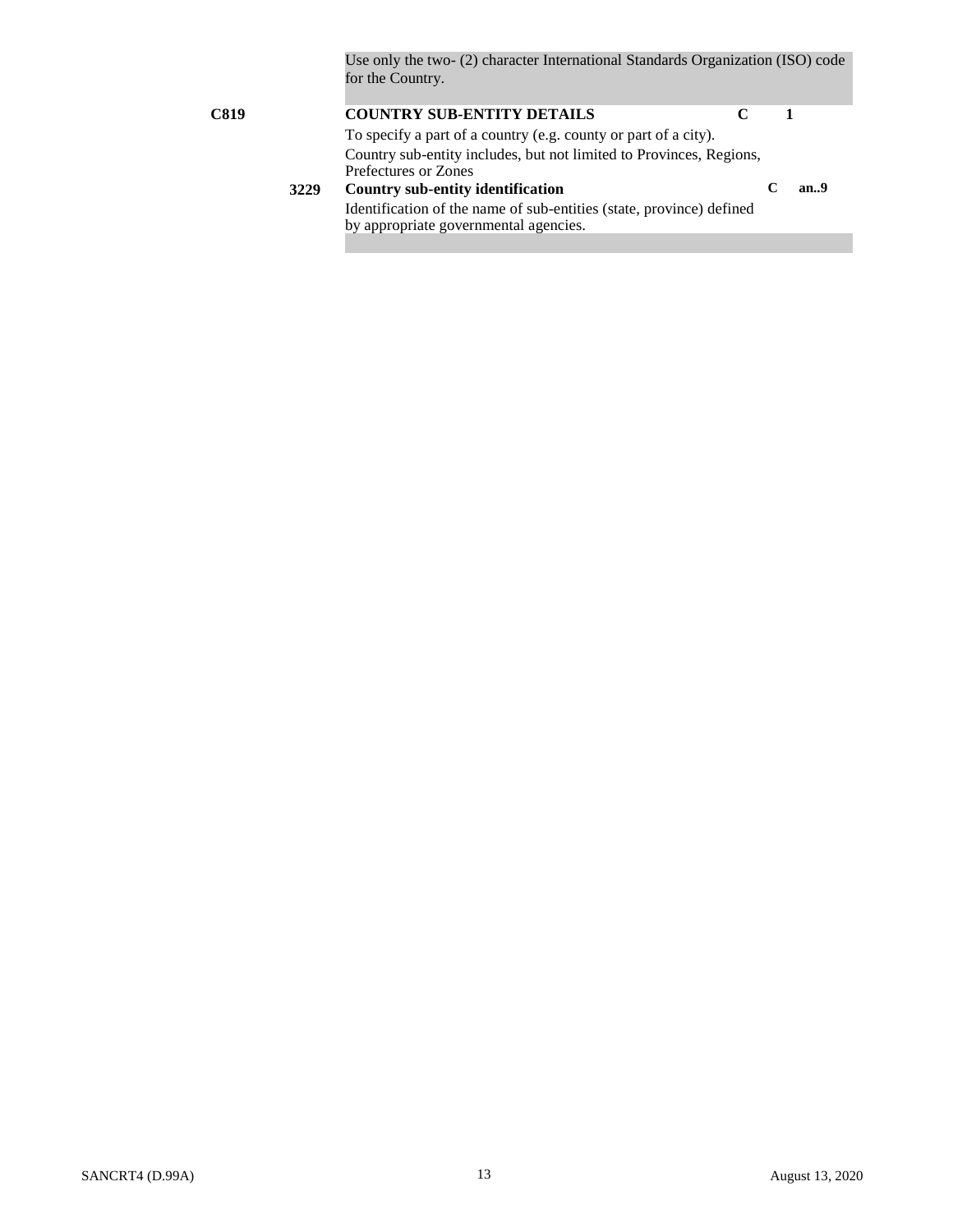Use only the two- (2) character International Standards Organization (ISO) code for the Country.

| | | | | | |
|---|---|---|---|---|---|
| **C819** | | **COUNTRY SUB-ENTITY DETAILS** | **C** | **1** | |
| | | To specify a part of a country (e.g. county or part of a city). | | | |
| | | Country sub-entity includes, but not limited to Provinces, Regions, Prefectures or Zones | | | |
| | **3229** | **Country sub-entity identification** | | **C** | **an..9** |
| | | Identification of the name of sub-entities (state, province) defined by appropriate governmental agencies. | | | |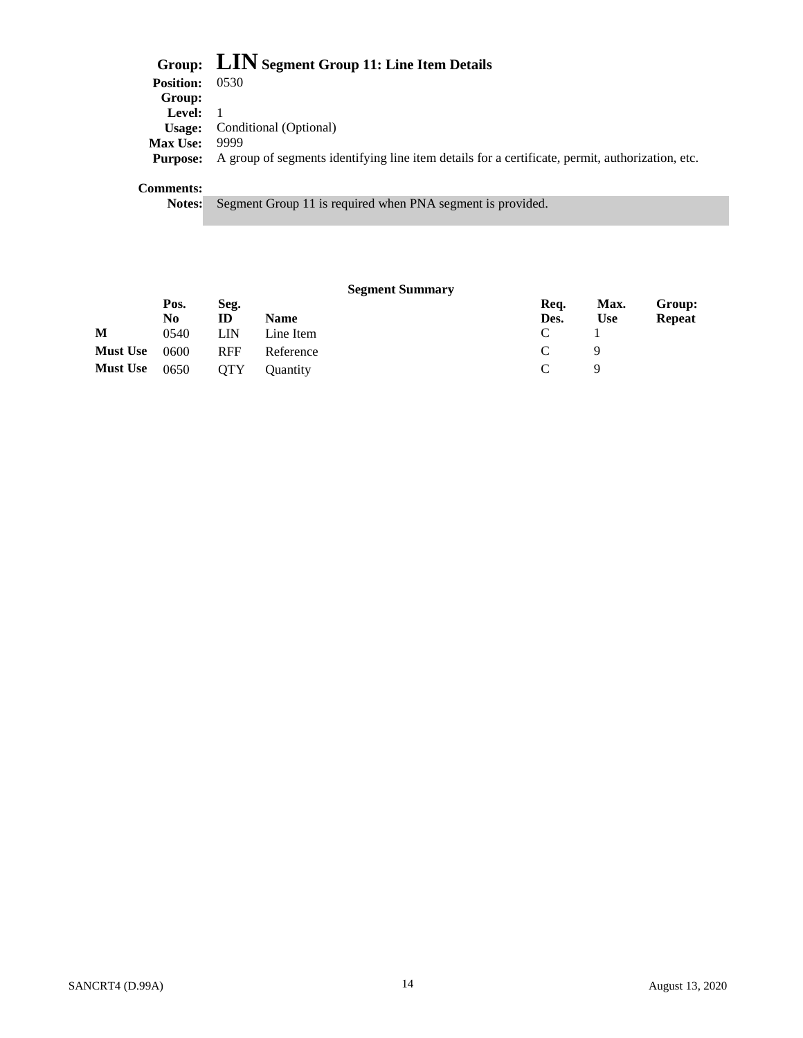**Group:** **LIN** **Segment Group 11: Line Item Details**

**Position:** 0530

**Group:**

**Level:** 1

**Usage:** Conditional (Optional)

**Max Use:** 9999

**Purpose:** A group of segments identifying line item details for a certificate, permit, authorization, etc.

**Comments:**

**Notes:** Segment Group 11 is required when PNA segment is provided.

**Segment Summary**

| | Pos. No | Seg. ID | Name | Req. Des. | Max. Use | Group: Repeat |
|---|---|---|---|---|---|---|
| M | 0540 | LIN | Line Item | C | 1 | |
| Must Use | 0600 | RFF | Reference | C | 9 | |
| Must Use | 0650 | QTY | Quantity | C | 9 | |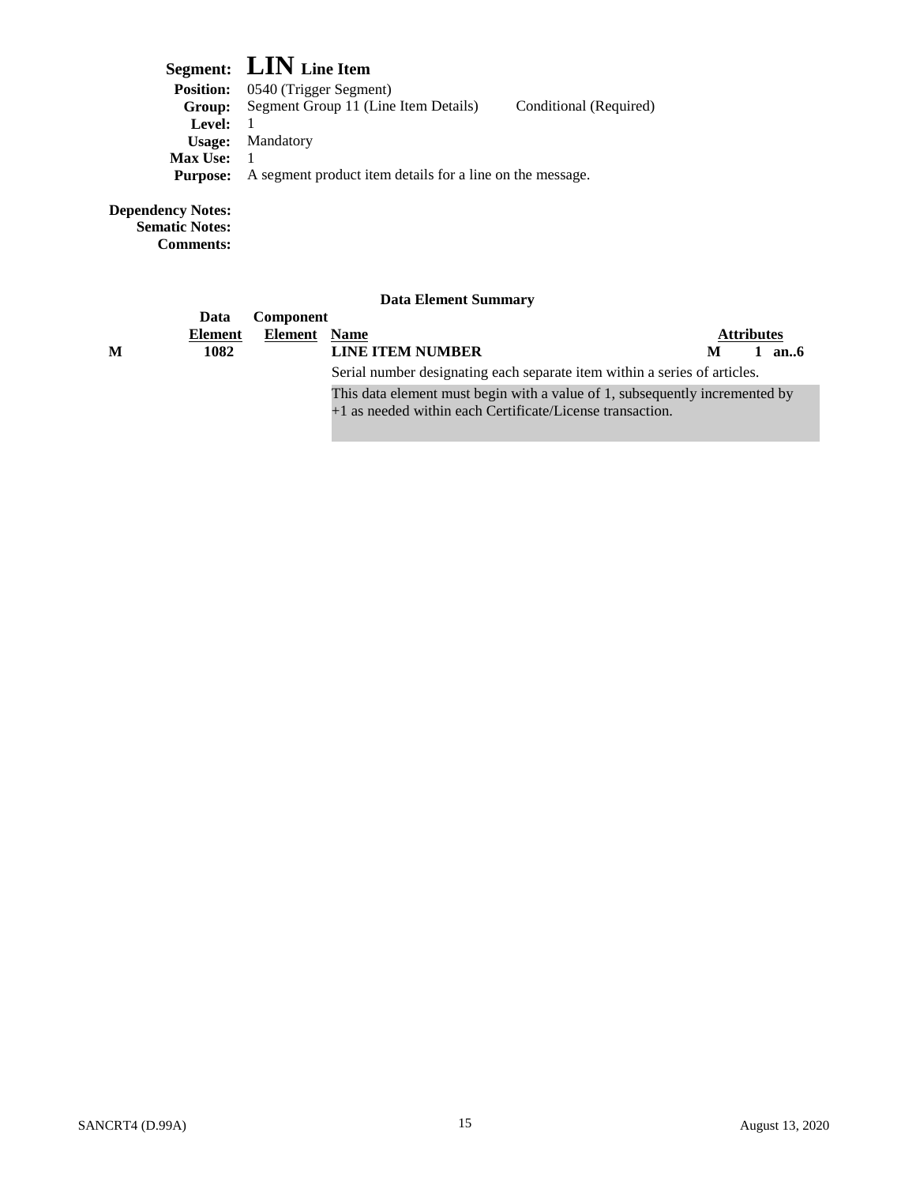# Segment: LIN Line Item

**Position:** 0540 (Trigger Segment)
**Group:** Segment Group 11 (Line Item Details) Conditional (Required)
**Level:** 1
**Usage:** Mandatory
**Max Use:** 1
**Purpose:** A segment product item details for a line on the message.

**Dependency Notes:**
**Sematic Notes:**
**Comments:**

### Data Element Summary

| | Data Element | Component Element | Name | Attributes |
|---|---|---|---|---|
| M | 1082 | | **LINE ITEM NUMBER** | M 1 an..6 |
| | | | Serial number designating each separate item within a series of articles. | |
| | | | This data element must begin with a value of 1, subsequently incremented by +1 as needed within each Certificate/License transaction. | |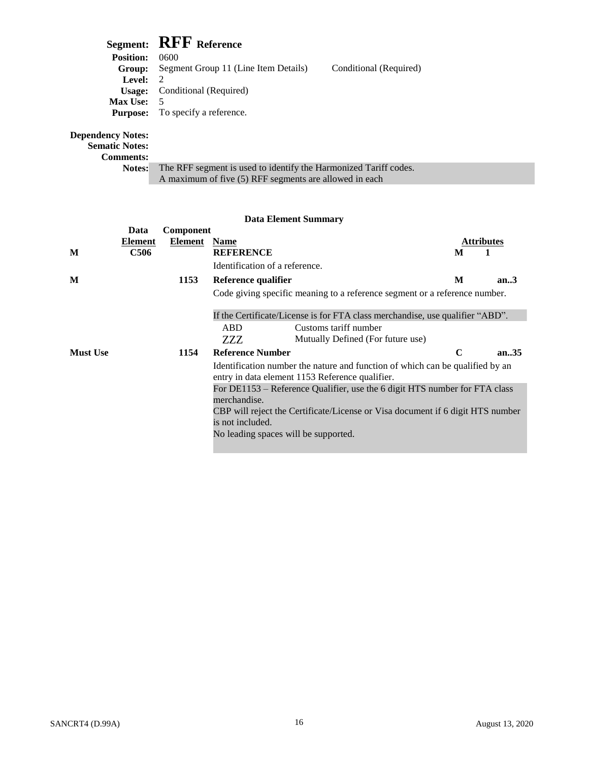## Segment: RFF Reference

**Position:** 0600
**Group:** Segment Group 11 (Line Item Details) Conditional (Required)
**Level:** 2
**Usage:** Conditional (Required)
**Max Use:** 5
**Purpose:** To specify a reference.

**Dependency Notes:**
**Sematic Notes:**
**Comments:**
**Notes:** The RFF segment is used to identify the Harmonized Tariff codes.
A maximum of five (5) RFF segments are allowed in each

### Data Element Summary

| | Data Element | Component Element | Name | Attributes | |
|---|---|---|---|---|---|
| **M** | **C506** | | **REFERENCE**<br>Identification of a reference. | **M** | **1** |
| **M** | | **1153** | **Reference qualifier**<br>Code giving specific meaning to a reference segment or a reference number.<br><br>If the Certificate/License is for FTA class merchandise, use qualifier "ABD".<br>ABD Customs tariff number<br>ZZZ Mutually Defined (For future use) | **M** | **an..3** |
| **Must Use** | | **1154** | **Reference Number**<br>Identification number the nature and function of which can be qualified by an entry in data element 1153 Reference qualifier.<br>For DE1153 – Reference Qualifier, use the 6 digit HTS number for FTA class merchandise.<br>CBP will reject the Certificate/License or Visa document if 6 digit HTS number is not included.<br>No leading spaces will be supported. | **C** | **an..35** |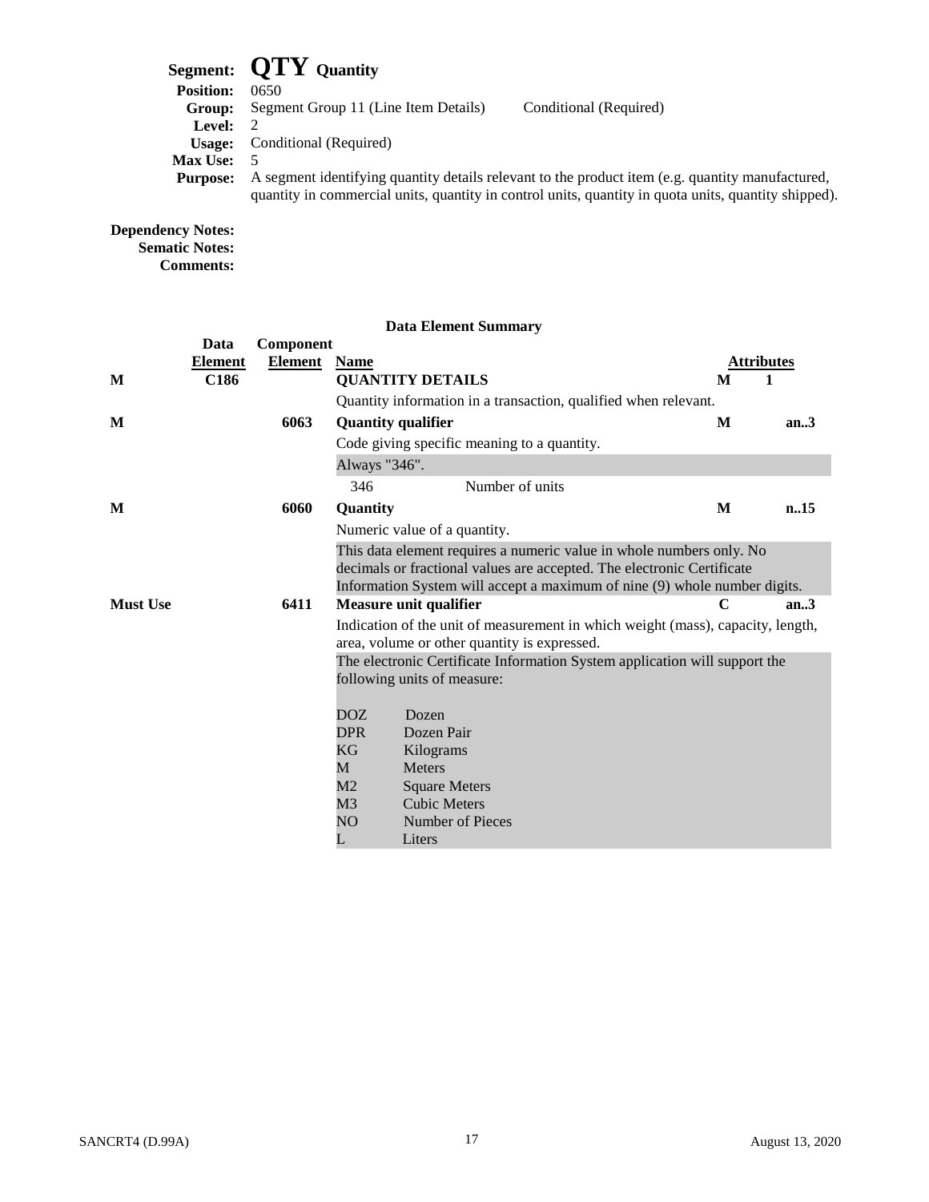# Segment: QTY Quantity

**Position:** 0650
**Group:** Segment Group 11 (Line Item Details) Conditional (Required)
**Level:** 2
**Usage:** Conditional (Required)
**Max Use:** 5
**Purpose:** A segment identifying quantity details relevant to the product item (e.g. quantity manufactured, quantity in commercial units, quantity in control units, quantity in quota units, quantity shipped).

**Dependency Notes:**
**Sematic Notes:**
**Comments:**

### Data Element Summary

| | Data Element | Component Element | Name | Attributes | |
|---|---|---|---|---|---|
| M | C186 | | **QUANTITY DETAILS** | M | 1 |
| | | | Quantity information in a transaction, qualified when relevant. | | |
| M | | 6063 | **Quantity qualifier** | M | an..3 |
| | | | Code giving specific meaning to a quantity. | | |
| | | | Always "346". | | |
| | | | 346 Number of units | | |
| M | | 6060 | **Quantity** | M | n..15 |
| | | | Numeric value of a quantity. | | |
| | | | This data element requires a numeric value in whole numbers only. No decimals or fractional values are accepted. The electronic Certificate Information System will accept a maximum of nine (9) whole number digits. | | |
| Must Use | | 6411 | **Measure unit qualifier** | C | an..3 |
| | | | Indication of the unit of measurement in which weight (mass), capacity, length, area, volume or other quantity is expressed. | | |
| | | | The electronic Certificate Information System application will support the following units of measure:<br><br>DOZ Dozen<br>DPR Dozen Pair<br>KG Kilograms<br>M Meters<br>M2 Square Meters<br>M3 Cubic Meters<br>NO Number of Pieces<br>L Liters | | |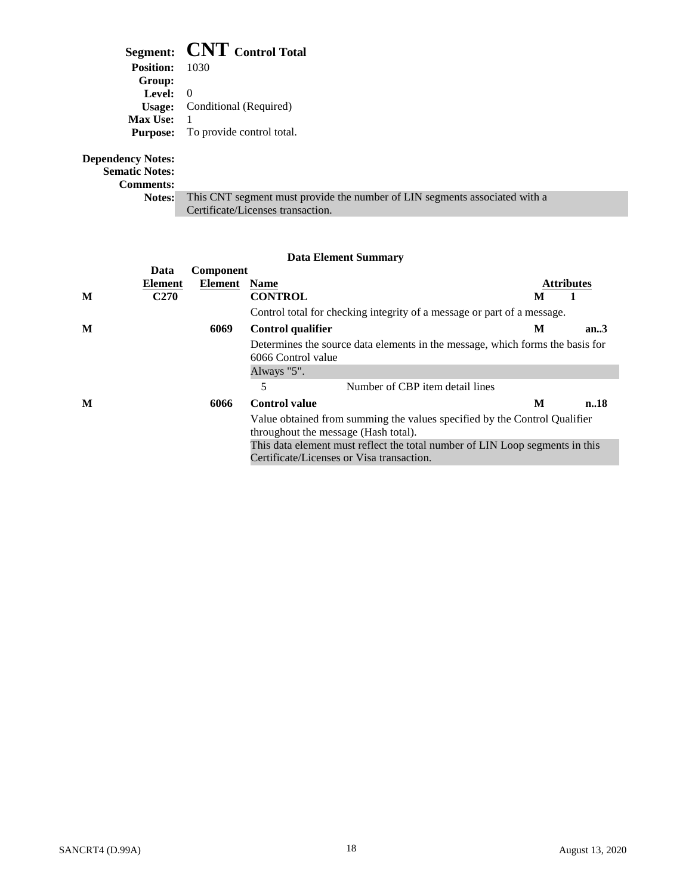## Segment: **CNT** Control Total

**Position:** 1030
**Group:**
**Level:** 0
**Usage:** Conditional (Required)
**Max Use:** 1
**Purpose:** To provide control total.

**Dependency Notes:**
**Sematic Notes:**
**Comments:**
**Notes:** This CNT segment must provide the number of LIN segments associated with a Certificate/Licenses transaction.

### Data Element Summary

| | Data Element | Component Element | Name | Attributes | |
|---|---|---|---|---|---|
| **M** | **C270** | | **CONTROL** | **M** | **1** |
| | | | Control total for checking integrity of a message or part of a message. | | |
| **M** | | **6069** | **Control qualifier** | **M** | **an..3** |
| | | | Determines the source data elements in the message, which forms the basis for 6066 Control value | | |
| | | | Always "5". | | |
| | | | 5 &nbsp;&nbsp;&nbsp; Number of CBP item detail lines | | |
| **M** | | **6066** | **Control value** | **M** | **n..18** |
| | | | Value obtained from summing the values specified by the Control Qualifier throughout the message (Hash total). | | |
| | | | This data element must reflect the total number of LIN Loop segments in this Certificate/Licenses or Visa transaction. | | |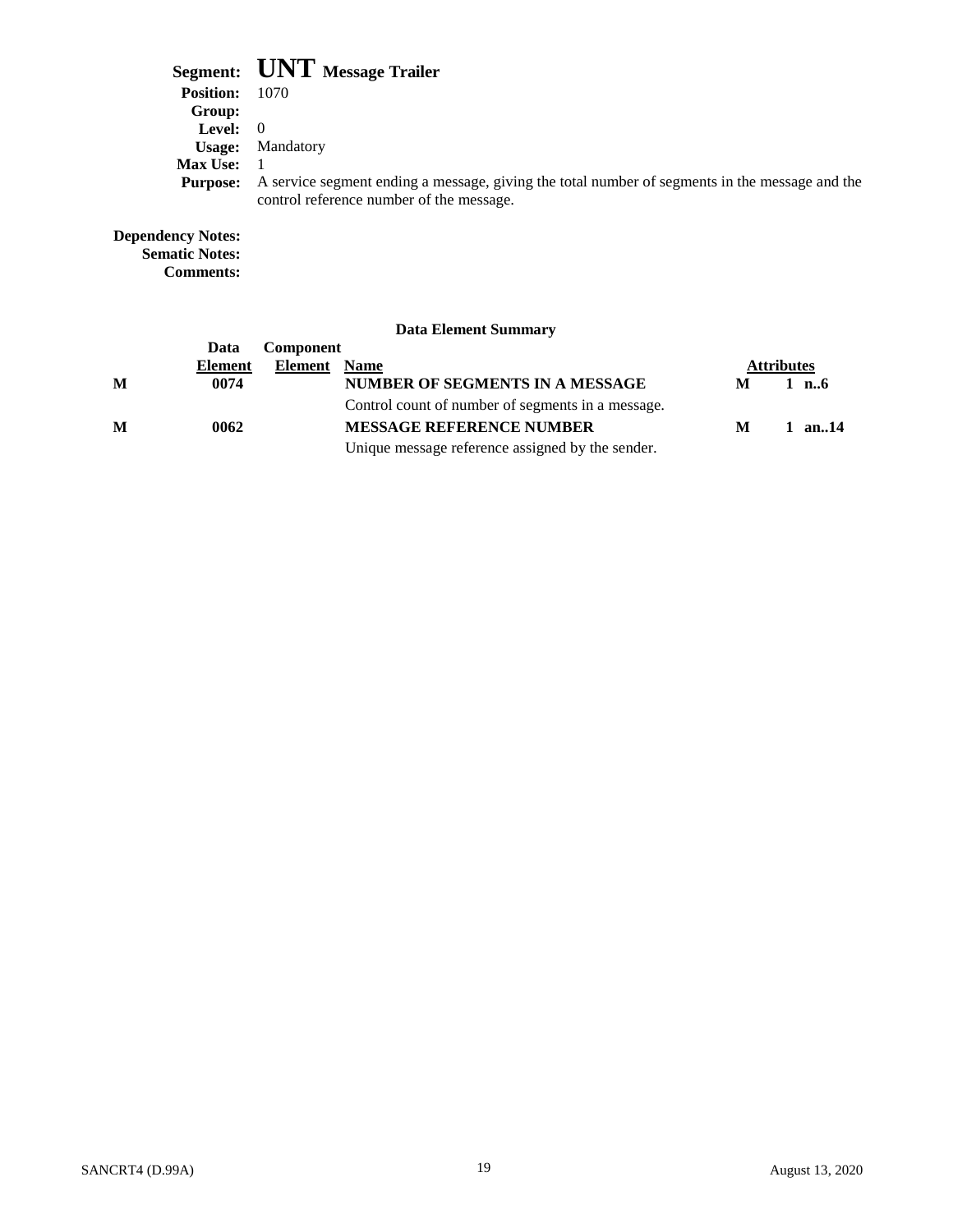## Segment: UNT Message Trailer

**Position:** 1070

**Group:**

**Level:** 0

**Usage:** Mandatory

**Max Use:** 1

**Purpose:** A service segment ending a message, giving the total number of segments in the message and the control reference number of the message.

**Dependency Notes:**

**Sematic Notes:**

**Comments:**

### Data Element Summary

| | Data Element | Component Element | Name | Attributes | |
|---|---|---|---|---|---|
| M | 0074 | | NUMBER OF SEGMENTS IN A MESSAGE | M | 1 n..6 |
| | | | Control count of number of segments in a message. | | |
| M | 0062 | | MESSAGE REFERENCE NUMBER | M | 1 an..14 |
| | | | Unique message reference assigned by the sender. | | |